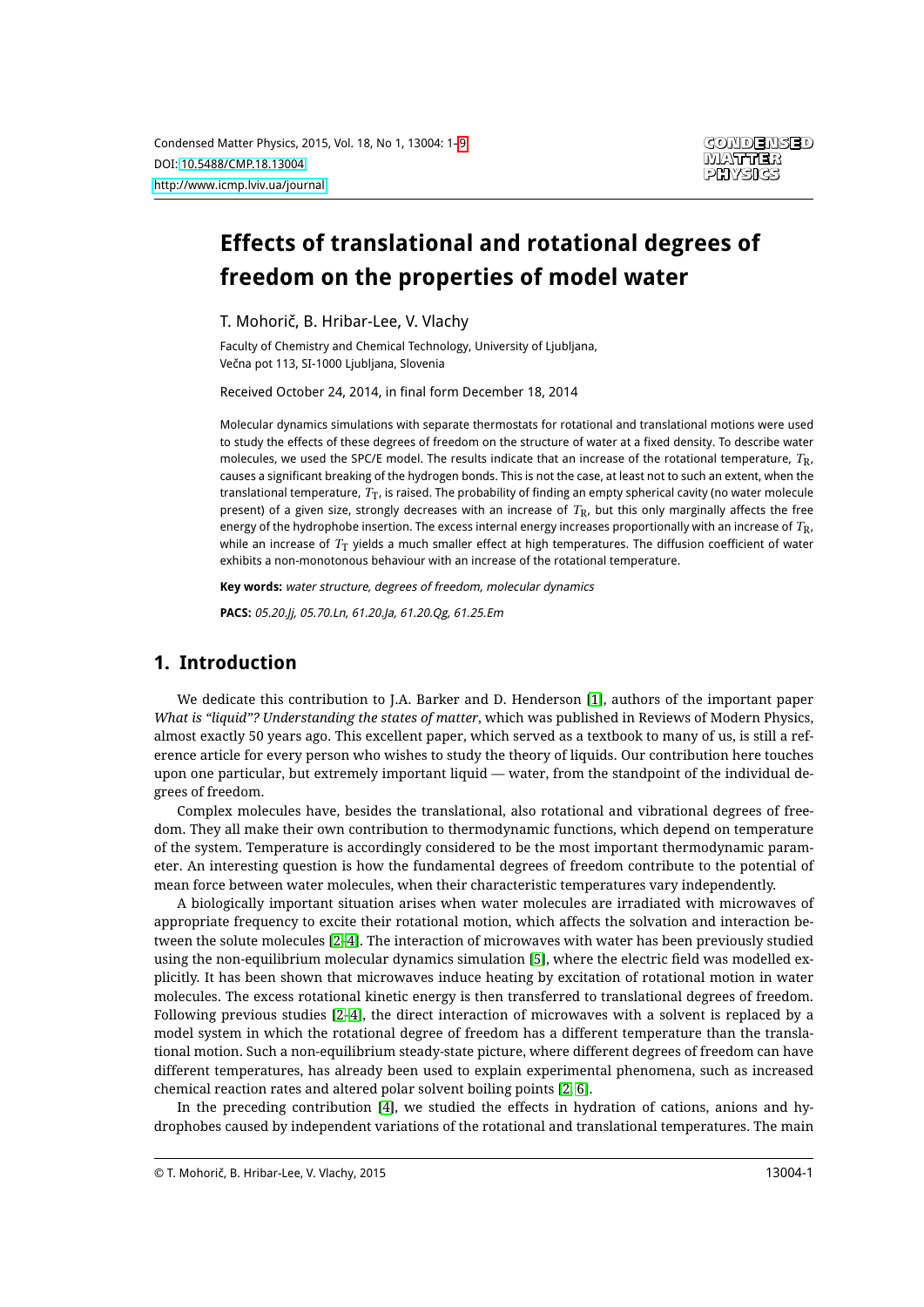# Effects of translational and rotational degrees of freedom on the properties of model water

T. Mohorič, B. Hribar-Lee, V. Vlachy

Faculty of Chemistry and Chemical Technology, University of Ljubljana, Večna pot 113, SI-1000 Ljubljana, Slovenia

Received October 24, 2014, in final form December 18, 2014

Molecular dynamics simulations with separate thermostats for rotational and translational motions were used to study the effects of these degrees of freedom on the structure of water at a fixed density. To describe water molecules, we used the SPC/E model. The results indicate that an increase of the rotational temperature, $T_{\mathrm{R}}$, causes a significant breaking of the hydrogen bonds. This is not the case, at least not to such an extent, when the translational temperature, $T_{\mathrm{T}}$, is raised. The probability of finding an empty spherical cavity (no water molecule present) of a given size, strongly decreases with an increase of $T_{\mathrm{R}}$, but this only marginally affects the free energy of the hydrophobe insertion. The excess internal energy increases proportionally with an increase of $T_{\mathrm{R}}$, while an increase of $T_{\mathrm{T}}$ yields a much smaller effect at high temperatures. The diffusion coefficient of water exhibits a non-monotonous behaviour with an increase of the rotational temperature.

**Key words:** *water structure, degrees of freedom, molecular dynamics*

**PACS:** *05.20.Jj, 05.70.Ln, 61.20.Ja, 61.20.Qg, 61.25.Em*

## 1. Introduction

We dedicate this contribution to J.A. Barker and D. Henderson [1], authors of the important paper *What is "liquid"? Understanding the states of matter*, which was published in Reviews of Modern Physics, almost exactly 50 years ago. This excellent paper, which served as a textbook to many of us, is still a reference article for every person who wishes to study the theory of liquids. Our contribution here touches upon one particular, but extremely important liquid — water, from the standpoint of the individual degrees of freedom.

Complex molecules have, besides the translational, also rotational and vibrational degrees of freedom. They all make their own contribution to thermodynamic functions, which depend on temperature of the system. Temperature is accordingly considered to be the most important thermodynamic parameter. An interesting question is how the fundamental degrees of freedom contribute to the potential of mean force between water molecules, when their characteristic temperatures vary independently.

A biologically important situation arises when water molecules are irradiated with microwaves of appropriate frequency to excite their rotational motion, which affects the solvation and interaction between the solute molecules [2–4]. The interaction of microwaves with water has been previously studied using the non-equilibrium molecular dynamics simulation [5], where the electric field was modelled explicitly. It has been shown that microwaves induce heating by excitation of rotational motion in water molecules. The excess rotational kinetic energy is then transferred to translational degrees of freedom. Following previous studies [2–4], the direct interaction of microwaves with a solvent is replaced by a model system in which the rotational degree of freedom has a different temperature than the translational motion. Such a non-equilibrium steady-state picture, where different degrees of freedom can have different temperatures, has already been used to explain experimental phenomena, such as increased chemical reaction rates and altered polar solvent boiling points [2, 6].

In the preceding contribution [4], we studied the effects in hydration of cations, anions and hydrophobes caused by independent variations of the rotational and translational temperatures. The main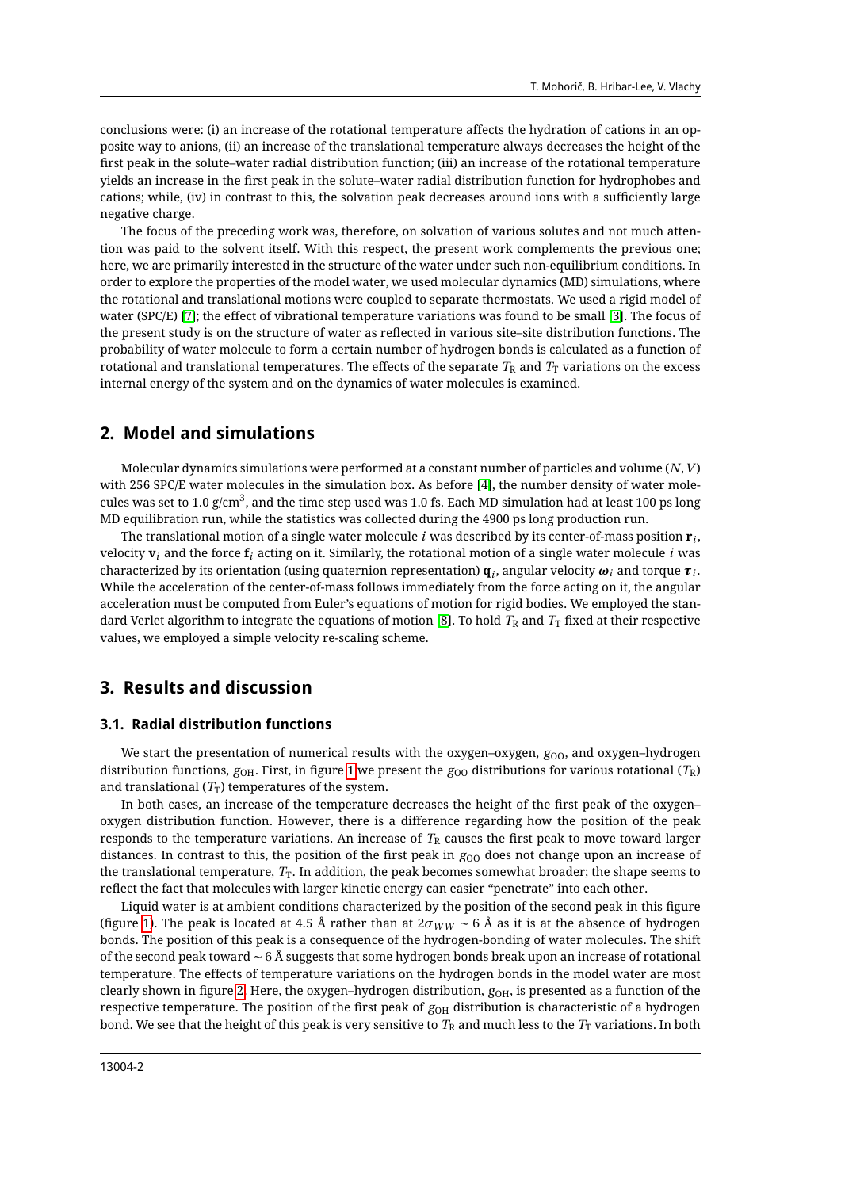conclusions were: (i) an increase of the rotational temperature affects the hydration of cations in an opposite way to anions, (ii) an increase of the translational temperature always decreases the height of the first peak in the solute–water radial distribution function; (iii) an increase of the rotational temperature yields an increase in the first peak in the solute–water radial distribution function for hydrophobes and cations; while, (iv) in contrast to this, the solvation peak decreases around ions with a sufficiently large negative charge.

The focus of the preceding work was, therefore, on solvation of various solutes and not much attention was paid to the solvent itself. With this respect, the present work complements the previous one; here, we are primarily interested in the structure of the water under such non-equilibrium conditions. In order to explore the properties of the model water, we used molecular dynamics (MD) simulations, where the rotational and translational motions were coupled to separate thermostats. We used a rigid model of water (SPC/E) [7]; the effect of vibrational temperature variations was found to be small [3]. The focus of the present study is on the structure of water as reflected in various site–site distribution functions. The probability of water molecule to form a certain number of hydrogen bonds is calculated as a function of rotational and translational temperatures. The effects of the separate $T_\mathrm{R}$ and $T_\mathrm{T}$ variations on the excess internal energy of the system and on the dynamics of water molecules is examined.

## 2. Model and simulations

Molecular dynamics simulations were performed at a constant number of particles and volume ($N, V$) with 256 SPC/E water molecules in the simulation box. As before [4], the number density of water molecules was set to 1.0 g/cm$^3$, and the time step used was 1.0 fs. Each MD simulation had at least 100 ps long MD equilibration run, while the statistics was collected during the 4900 ps long production run.

The translational motion of a single water molecule $i$ was described by its center-of-mass position $\mathbf{r}_i$, velocity $\mathbf{v}_i$ and the force $\mathbf{f}_i$ acting on it. Similarly, the rotational motion of a single water molecule $i$ was characterized by its orientation (using quaternion representation) $\mathbf{q}_i$, angular velocity $\boldsymbol{\omega}_i$ and torque $\boldsymbol{\tau}_i$. While the acceleration of the center-of-mass follows immediately from the force acting on it, the angular acceleration must be computed from Euler's equations of motion for rigid bodies. We employed the standard Verlet algorithm to integrate the equations of motion [8]. To hold $T_\mathrm{R}$ and $T_\mathrm{T}$ fixed at their respective values, we employed a simple velocity re-scaling scheme.

## 3. Results and discussion

### 3.1. Radial distribution functions

We start the presentation of numerical results with the oxygen–oxygen, $g_\mathrm{OO}$, and oxygen–hydrogen distribution functions, $g_\mathrm{OH}$. First, in figure 1 we present the $g_\mathrm{OO}$ distributions for various rotational ($T_\mathrm{R}$) and translational ($T_\mathrm{T}$) temperatures of the system.

In both cases, an increase of the temperature decreases the height of the first peak of the oxygen–oxygen distribution function. However, there is a difference regarding how the position of the peak responds to the temperature variations. An increase of $T_\mathrm{R}$ causes the first peak to move toward larger distances. In contrast to this, the position of the first peak in $g_\mathrm{OO}$ does not change upon an increase of the translational temperature, $T_\mathrm{T}$. In addition, the peak becomes somewhat broader; the shape seems to reflect the fact that molecules with larger kinetic energy can easier "penetrate" into each other.

Liquid water is at ambient conditions characterized by the position of the second peak in this figure (figure 1). The peak is located at 4.5 Å rather than at $2\sigma_{WW} \sim 6$ Å as it is at the absence of hydrogen bonds. The position of this peak is a consequence of the hydrogen-bonding of water molecules. The shift of the second peak toward $\sim 6$ Å suggests that some hydrogen bonds break upon an increase of rotational temperature. The effects of temperature variations on the hydrogen bonds in the model water are most clearly shown in figure 2. Here, the oxygen–hydrogen distribution, $g_\mathrm{OH}$, is presented as a function of the respective temperature. The position of the first peak of $g_\mathrm{OH}$ distribution is characteristic of a hydrogen bond. We see that the height of this peak is very sensitive to $T_\mathrm{R}$ and much less to the $T_\mathrm{T}$ variations. In both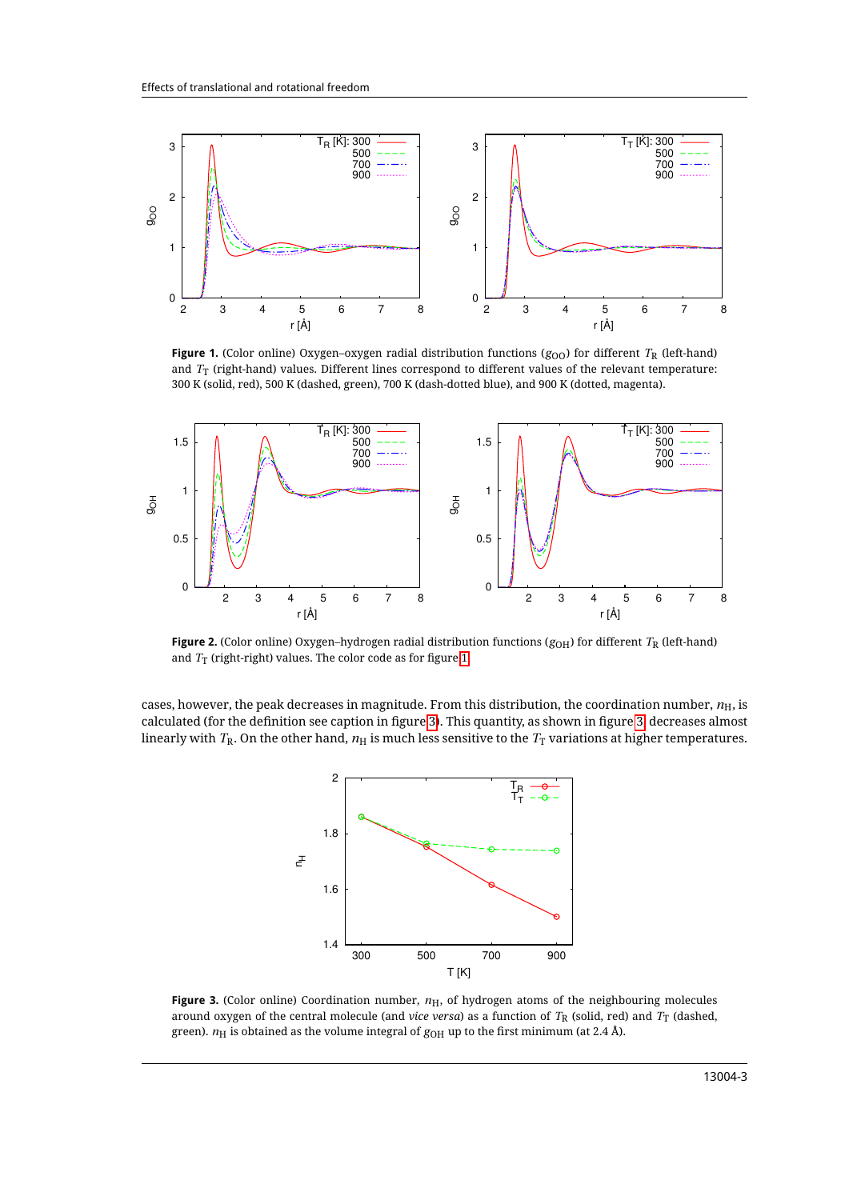**Figure 1.** (Color online) Oxygen–oxygen radial distribution functions ($g_{OO}$) for different $T_R$ (left-hand) and $T_T$ (right-hand) values. Different lines correspond to different values of the relevant temperature: 300 K (solid, red), 500 K (dashed, green), 700 K (dash-dotted blue), and 900 K (dotted, magenta).

**Figure 2.** (Color online) Oxygen–hydrogen radial distribution functions ($g_{OH}$) for different $T_R$ (left-hand) and $T_T$ (right-right) values. The color code as for figure 1.

cases, however, the peak decreases in magnitude. From this distribution, the coordination number, $n_H$, is calculated (for the definition see caption in figure 3). This quantity, as shown in figure 3, decreases almost linearly with $T_R$. On the other hand, $n_H$ is much less sensitive to the $T_T$ variations at higher temperatures.

**Figure 3.** (Color online) Coordination number, $n_H$, of hydrogen atoms of the neighbouring molecules around oxygen of the central molecule (and *vice versa*) as a function of $T_R$ (solid, red) and $T_T$ (dashed, green). $n_H$ is obtained as the volume integral of $g_{OH}$ up to the first minimum (at 2.4 Å).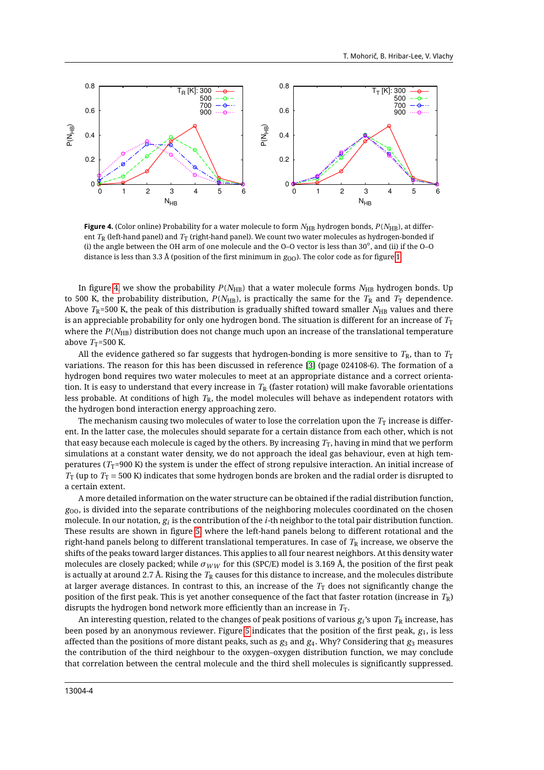**Figure 4.** (Color online) Probability for a water molecule to form $N_{\mathrm{HB}}$ hydrogen bonds, $P(N_{\mathrm{HB}})$, at different $T_{\mathrm{R}}$ (left-hand panel) and $T_{\mathrm{T}}$ (right-hand panel). We count two water molecules as hydrogen-bonded if (i) the angle between the OH arm of one molecule and the O–O vector is less than 30°, and (ii) if the O–O distance is less than 3.3 Å (position of the first minimum in $g_{\mathrm{OO}}$). The color code as for figure 1.

In figure 4 we show the probability $P(N_{\mathrm{HB}})$ that a water molecule forms $N_{\mathrm{HB}}$ hydrogen bonds. Up to 500 K, the probability distribution, $P(N_{\mathrm{HB}})$, is practically the same for the $T_{\mathrm{R}}$ and $T_{\mathrm{T}}$ dependence. Above $T_{\mathrm{R}}$=500 K, the peak of this distribution is gradually shifted toward smaller $N_{\mathrm{HB}}$ values and there is an appreciable probability for only one hydrogen bond. The situation is different for an increase of $T_{\mathrm{T}}$ where the $P(N_{\mathrm{HB}})$ distribution does not change much upon an increase of the translational temperature above $T_{\mathrm{T}}$=500 K.

All the evidence gathered so far suggests that hydrogen-bonding is more sensitive to $T_{\mathrm{R}}$, than to $T_{\mathrm{T}}$ variations. The reason for this has been discussed in reference [3] (page 024108-6). The formation of a hydrogen bond requires two water molecules to meet at an appropriate distance and a correct orientation. It is easy to understand that every increase in $T_{\mathrm{R}}$ (faster rotation) will make favorable orientations less probable. At conditions of high $T_{\mathrm{R}}$, the model molecules will behave as independent rotators with the hydrogen bond interaction energy approaching zero.

The mechanism causing two molecules of water to lose the correlation upon the $T_{\mathrm{T}}$ increase is different. In the latter case, the molecules should separate for a certain distance from each other, which is not that easy because each molecule is caged by the others. By increasing $T_{\mathrm{T}}$, having in mind that we perform simulations at a constant water density, we do not approach the ideal gas behaviour, even at high temperatures ($T_{\mathrm{T}}$=900 K) the system is under the effect of strong repulsive interaction. An initial increase of $T_{\mathrm{T}}$ (up to $T_{\mathrm{T}}$ = 500 K) indicates that some hydrogen bonds are broken and the radial order is disrupted to a certain extent.

A more detailed information on the water structure can be obtained if the radial distribution function, $g_{\mathrm{OO}}$, is divided into the separate contributions of the neighboring molecules coordinated on the chosen molecule. In our notation, $g_i$ is the contribution of the $i$-th neighbor to the total pair distribution function. These results are shown in figure 5 where the left-hand panels belong to different rotational and the right-hand panels belong to different translational temperatures. In case of $T_{\mathrm{R}}$ increase, we observe the shifts of the peaks toward larger distances. This applies to all four nearest neighbors. At this density water molecules are closely packed; while $\sigma_{WW}$ for this (SPC/E) model is 3.169 Å, the position of the first peak is actually at around 2.7 Å. Rising the $T_{\mathrm{R}}$ causes for this distance to increase, and the molecules distribute at larger average distances. In contrast to this, an increase of the $T_{\mathrm{T}}$ does not significantly change the position of the first peak. This is yet another consequence of the fact that faster rotation (increase in $T_{\mathrm{R}}$) disrupts the hydrogen bond network more efficiently than an increase in $T_{\mathrm{T}}$.

An interesting question, related to the changes of peak positions of various $g_i$'s upon $T_{\mathrm{R}}$ increase, has been posed by an anonymous reviewer. Figure 5 indicates that the position of the first peak, $g_1$, is less affected than the positions of more distant peaks, such as $g_3$ and $g_4$. Why? Considering that $g_3$ measures the contribution of the third neighbour to the oxygen–oxygen distribution function, we may conclude that correlation between the central molecule and the third shell molecules is significantly suppressed.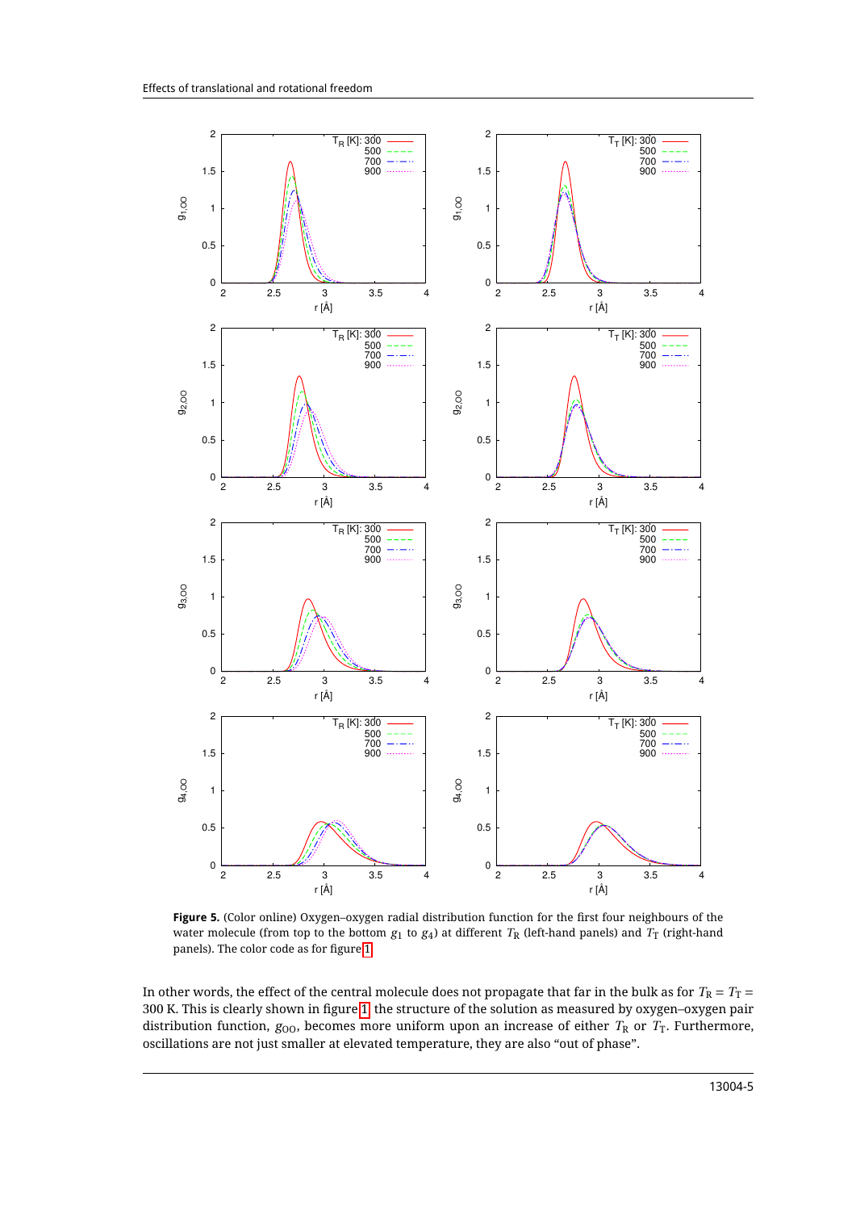**Figure 5.** (Color online) Oxygen–oxygen radial distribution function for the first four neighbours of the water molecule (from top to the bottom $g_1$ to $g_4$) at different $T_\mathrm{R}$ (left-hand panels) and $T_\mathrm{T}$ (right-hand panels). The color code as for figure 1.

In other words, the effect of the central molecule does not propagate that far in the bulk as for $T_\mathrm{R} = T_\mathrm{T} =$ 300 K. This is clearly shown in figure 1: the structure of the solution as measured by oxygen–oxygen pair distribution function, $g_\mathrm{OO}$, becomes more uniform upon an increase of either $T_\mathrm{R}$ or $T_\mathrm{T}$. Furthermore, oscillations are not just smaller at elevated temperature, they are also "out of phase".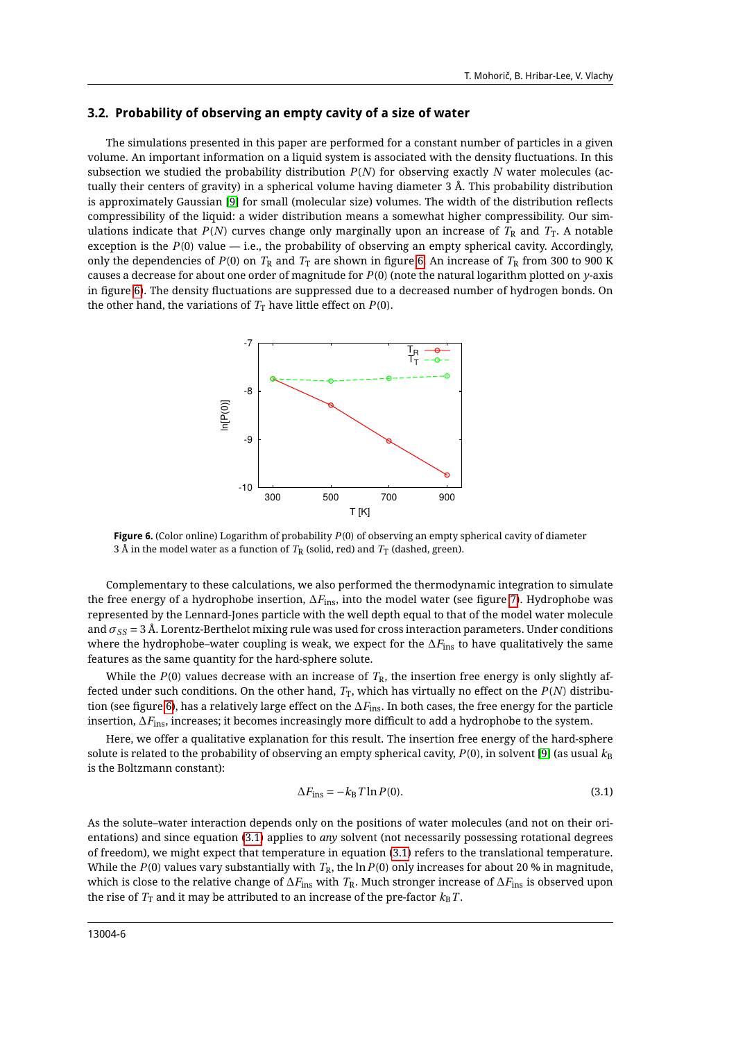### 3.2. Probability of observing an empty cavity of a size of water

The simulations presented in this paper are performed for a constant number of particles in a given volume. An important information on a liquid system is associated with the density fluctuations. In this subsection we studied the probability distribution $P(N)$ for observing exactly $N$ water molecules (actually their centers of gravity) in a spherical volume having diameter 3 Å. This probability distribution is approximately Gaussian [9] for small (molecular size) volumes. The width of the distribution reflects compressibility of the liquid: a wider distribution means a somewhat higher compressibility. Our simulations indicate that $P(N)$ curves change only marginally upon an increase of $T_\mathrm{R}$ and $T_\mathrm{T}$. A notable exception is the $P(0)$ value — i.e., the probability of observing an empty spherical cavity. Accordingly, only the dependencies of $P(0)$ on $T_\mathrm{R}$ and $T_\mathrm{T}$ are shown in figure 6. An increase of $T_\mathrm{R}$ from 300 to 900 K causes a decrease for about one order of magnitude for $P(0)$ (note the natural logarithm plotted on $y$-axis in figure 6). The density fluctuations are suppressed due to a decreased number of hydrogen bonds. On the other hand, the variations of $T_\mathrm{T}$ have little effect on $P(0)$.

**Figure 6.** (Color online) Logarithm of probability $P(0)$ of observing an empty spherical cavity of diameter 3 Å in the model water as a function of $T_\mathrm{R}$ (solid, red) and $T_\mathrm{T}$ (dashed, green).

Complementary to these calculations, we also performed the thermodynamic integration to simulate the free energy of a hydrophobe insertion, $\Delta F_\mathrm{ins}$, into the model water (see figure 7). Hydrophobe was represented by the Lennard-Jones particle with the well depth equal to that of the model water molecule and $\sigma_{SS} = 3$ Å. Lorentz-Berthelot mixing rule was used for cross interaction parameters. Under conditions where the hydrophobe–water coupling is weak, we expect for the $\Delta F_\mathrm{ins}$ to have qualitatively the same features as the same quantity for the hard-sphere solute.

While the $P(0)$ values decrease with an increase of $T_\mathrm{R}$, the insertion free energy is only slightly affected under such conditions. On the other hand, $T_\mathrm{T}$, which has virtually no effect on the $P(N)$ distribution (see figure 6), has a relatively large effect on the $\Delta F_\mathrm{ins}$. In both cases, the free energy for the particle insertion, $\Delta F_\mathrm{ins}$, increases; it becomes increasingly more difficult to add a hydrophobe to the system.

Here, we offer a qualitative explanation for this result. The insertion free energy of the hard-sphere solute is related to the probability of observing an empty spherical cavity, $P(0)$, in solvent [9] (as usual $k_\mathrm{B}$ is the Boltzmann constant):

$$\Delta F_\mathrm{ins} = -k_\mathrm{B} T \ln P(0). \tag{3.1}$$

As the solute–water interaction depends only on the positions of water molecules (and not on their orientations) and since equation (3.1) applies to *any* solvent (not necessarily possessing rotational degrees of freedom), we might expect that temperature in equation (3.1) refers to the translational temperature. While the $P(0)$ values vary substantially with $T_\mathrm{R}$, the $\ln P(0)$ only increases for about 20 % in magnitude, which is close to the relative change of $\Delta F_\mathrm{ins}$ with $T_\mathrm{R}$. Much stronger increase of $\Delta F_\mathrm{ins}$ is observed upon the rise of $T_\mathrm{T}$ and it may be attributed to an increase of the pre-factor $k_\mathrm{B} T$.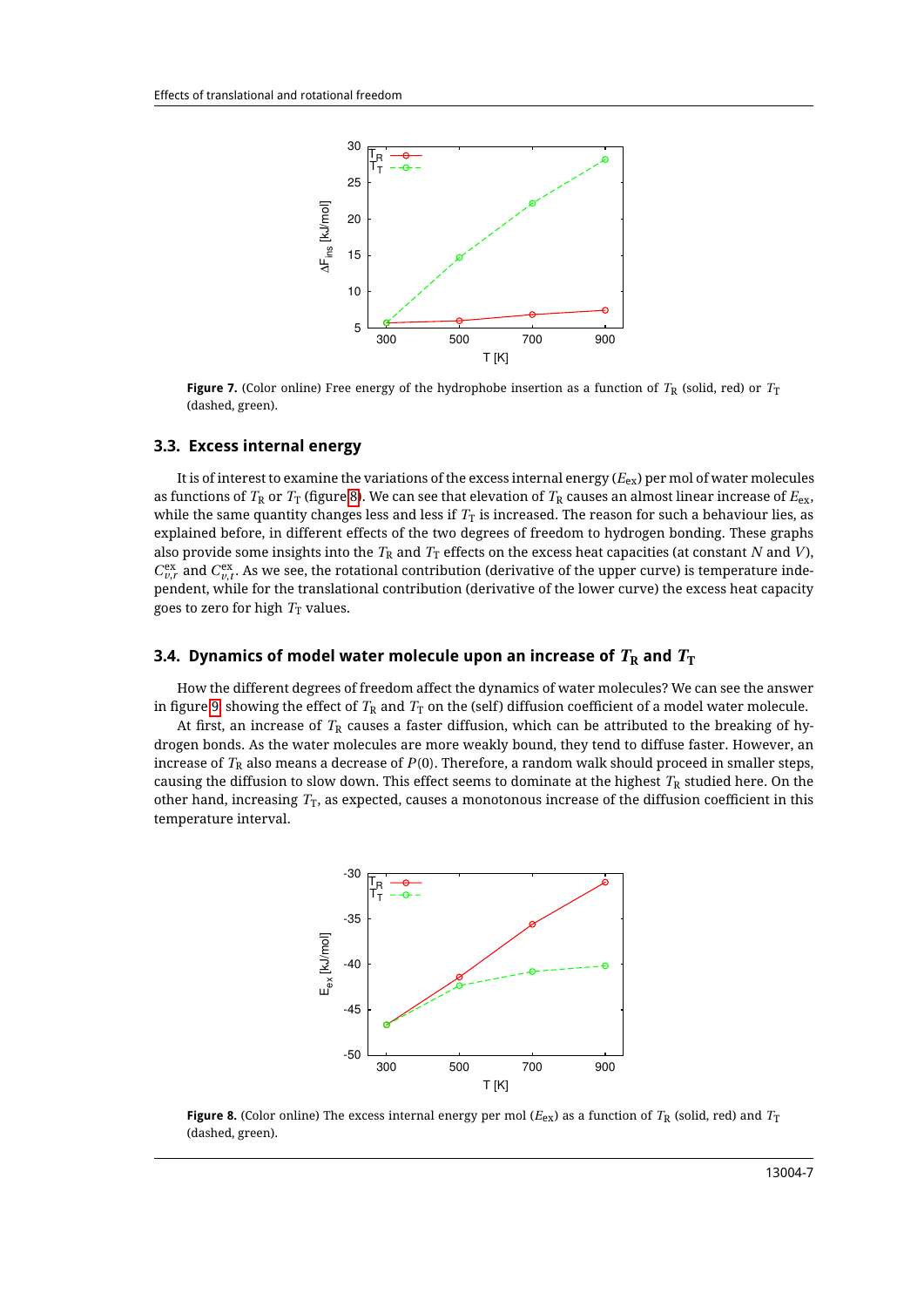Figure 7. (Color online) Free energy of the hydrophobe insertion as a function of $T_R$ (solid, red) or $T_T$ (dashed, green).

### 3.3. Excess internal energy

It is of interest to examine the variations of the excess internal energy ($E_{ex}$) per mol of water molecules as functions of $T_R$ or $T_T$ (figure 8). We can see that elevation of $T_R$ causes an almost linear increase of $E_{ex}$, while the same quantity changes less and less if $T_T$ is increased. The reason for such a behaviour lies, as explained before, in different effects of the two degrees of freedom to hydrogen bonding. These graphs also provide some insights into the $T_R$ and $T_T$ effects on the excess heat capacities (at constant $N$ and $V$), $C_{v,r}^{ex}$ and $C_{v,t}^{ex}$. As we see, the rotational contribution (derivative of the upper curve) is temperature independent, while for the translational contribution (derivative of the lower curve) the excess heat capacity goes to zero for high $T_T$ values.

### 3.4. Dynamics of model water molecule upon an increase of $T_R$ and $T_T$

How the different degrees of freedom affect the dynamics of water molecules? We can see the answer in figure 9 showing the effect of $T_R$ and $T_T$ on the (self) diffusion coefficient of a model water molecule.

At first, an increase of $T_R$ causes a faster diffusion, which can be attributed to the breaking of hydrogen bonds. As the water molecules are more weakly bound, they tend to diffuse faster. However, an increase of $T_R$ also means a decrease of $P(0)$. Therefore, a random walk should proceed in smaller steps, causing the diffusion to slow down. This effect seems to dominate at the highest $T_R$ studied here. On the other hand, increasing $T_T$, as expected, causes a monotonous increase of the diffusion coefficient in this temperature interval.

Figure 8. (Color online) The excess internal energy per mol ($E_{ex}$) as a function of $T_R$ (solid, red) and $T_T$ (dashed, green).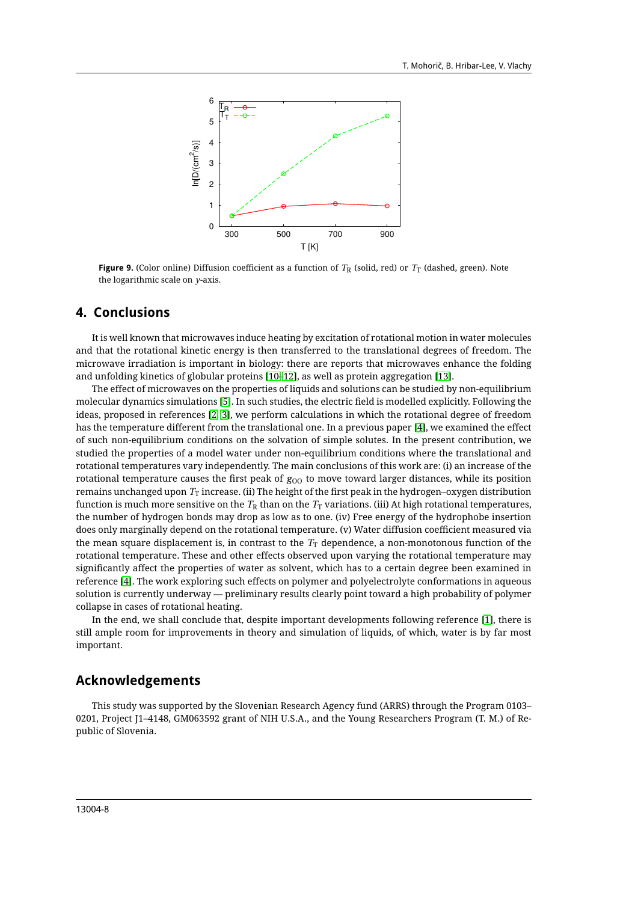**Figure 9.** (Color online) Diffusion coefficient as a function of $T_{\mathrm{R}}$ (solid, red) or $T_{\mathrm{T}}$ (dashed, green). Note the logarithmic scale on $y$-axis.

## 4. Conclusions

It is well known that microwaves induce heating by excitation of rotational motion in water molecules and that the rotational kinetic energy is then transferred to the translational degrees of freedom. The microwave irradiation is important in biology: there are reports that microwaves enhance the folding and unfolding kinetics of globular proteins [10–12], as well as protein aggregation [13].

The effect of microwaves on the properties of liquids and solutions can be studied by non-equilibrium molecular dynamics simulations [5]. In such studies, the electric field is modelled explicitly. Following the ideas, proposed in references [2, 3], we perform calculations in which the rotational degree of freedom has the temperature different from the translational one. In a previous paper [4], we examined the effect of such non-equilibrium conditions on the solvation of simple solutes. In the present contribution, we studied the properties of a model water under non-equilibrium conditions where the translational and rotational temperatures vary independently. The main conclusions of this work are: (i) an increase of the rotational temperature causes the first peak of $g_{\mathrm{OO}}$ to move toward larger distances, while its position remains unchanged upon $T_{\mathrm{T}}$ increase. (ii) The height of the first peak in the hydrogen–oxygen distribution function is much more sensitive on the $T_{\mathrm{R}}$ than on the $T_{\mathrm{T}}$ variations. (iii) At high rotational temperatures, the number of hydrogen bonds may drop as low as to one. (iv) Free energy of the hydrophobe insertion does only marginally depend on the rotational temperature. (v) Water diffusion coefficient measured via the mean square displacement is, in contrast to the $T_{\mathrm{T}}$ dependence, a non-monotonous function of the rotational temperature. These and other effects observed upon varying the rotational temperature may significantly affect the properties of water as solvent, which has to a certain degree been examined in reference [4]. The work exploring such effects on polymer and polyelectrolyte conformations in aqueous solution is currently underway — preliminary results clearly point toward a high probability of polymer collapse in cases of rotational heating.

In the end, we shall conclude that, despite important developments following reference [1], there is still ample room for improvements in theory and simulation of liquids, of which, water is by far most important.

## Acknowledgements

This study was supported by the Slovenian Research Agency fund (ARRS) through the Program 0103–0201, Project J1–4148, GM063592 grant of NIH U.S.A., and the Young Researchers Program (T. M.) of Republic of Slovenia.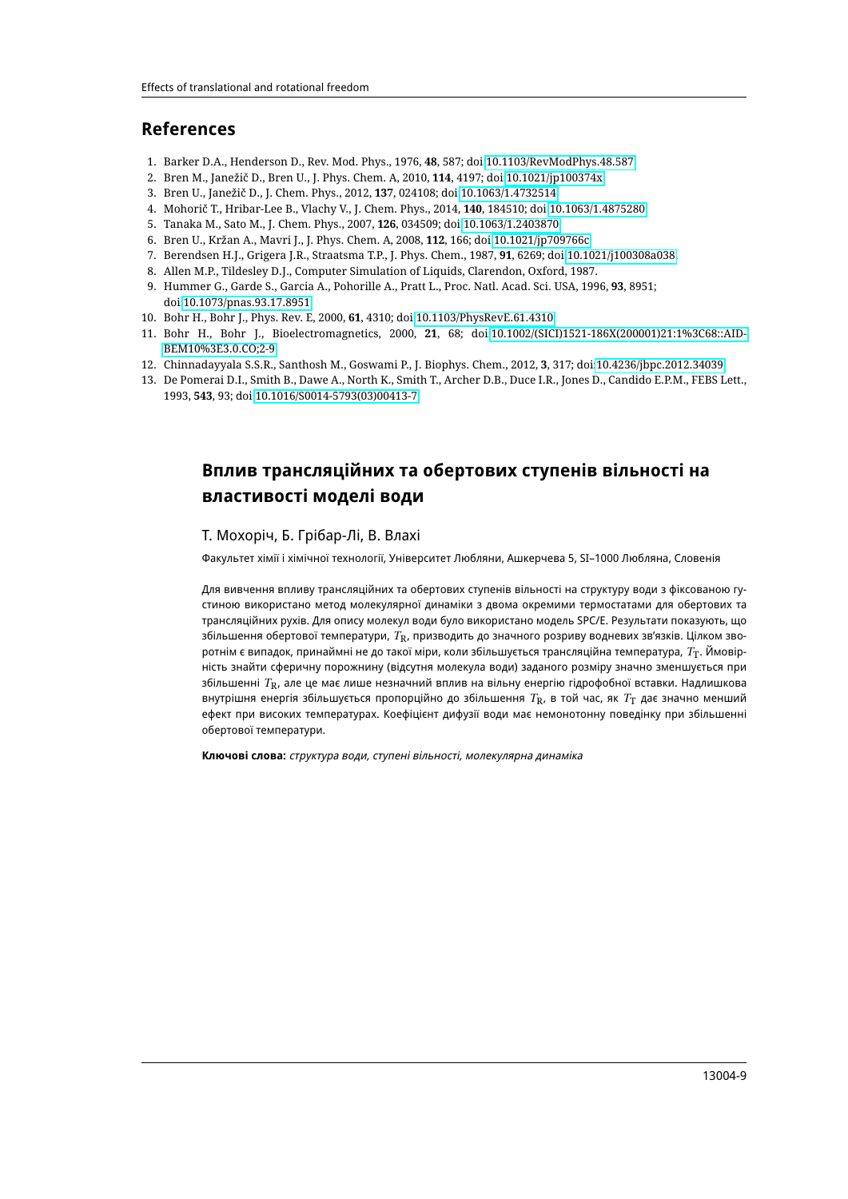## References

1. Barker D.A., Henderson D., Rev. Mod. Phys., 1976, **48**, 587; doi:10.1103/RevModPhys.48.587
2. Bren M., Janežič D., Bren U., J. Phys. Chem. A, 2010, **114**, 4197; doi:10.1021/jp100374x
3. Bren U., Janežič D., J. Chem. Phys., 2012, **137**, 024108; doi:10.1063/1.4732514
4. Mohorič T., Hribar-Lee B., Vlachy V., J. Chem. Phys., 2014, **140**, 184510; doi:10.1063/1.4875280
5. Tanaka M., Sato M., J. Chem. Phys., 2007, **126**, 034509; doi:10.1063/1.2403870
6. Bren U., Kržan A., Mavri J., J. Phys. Chem. A, 2008, **112**, 166; doi:10.1021/jp709766c
7. Berendsen H.J., Grigera J.R., Straatsma T.P., J. Phys. Chem., 1987, **91**, 6269; doi:10.1021/j100308a038
8. Allen M.P., Tildesley D.J., Computer Simulation of Liquids, Clarendon, Oxford, 1987.
9. Hummer G., Garde S., Garcia A., Pohorille A., Pratt L., Proc. Natl. Acad. Sci. USA, 1996, **93**, 8951; doi:10.1073/pnas.93.17.8951
10. Bohr H., Bohr J., Phys. Rev. E, 2000, **61**, 4310; doi:10.1103/PhysRevE.61.4310
11. Bohr H., Bohr J., Bioelectromagnetics, 2000, **21**, 68; doi:10.1002/(SICI)1521-186X(200001)21:1%3C68::AID-BEM10%3E3.0.CO;2-9
12. Chinnadayyala S.S.R., Santhosh M., Goswami P., J. Biophys. Chem., 2012, **3**, 317; doi:10.4236/jbpc.2012.34039
13. De Pomerai D.I., Smith B., Dawe A., North K., Smith T., Archer D.B., Duce I.R., Jones D., Candido E.P.M., FEBS Lett., 1993, **543**, 93; doi:10.1016/S0014-5793(03)00413-7

## Вплив трансляційних та обертових ступенів вільності на властивості моделі води

Т. Мохоріч, Б. Грібар-Лі, В. Влахі

Факультет хімії і хімічної технології, Університет Любляни, Ашкерчева 5, SI–1000 Любляна, Словенія

Для вивчення впливу трансляційних та обертових ступенів вільності на структуру води з фіксованою густиною використано метод молекулярної динаміки з двома окремими термостатами для обертових та трансляційних рухів. Для опису молекул води було використано модель SPC/E. Результати показують, що збільшення обертової температури, $T_{\mathrm{R}}$, призводить до значного розриву водневих зв'язків. Цілком зворотнім є випадок, принаймні не до такої міри, коли збільшується трансляційна температура, $T_{\mathrm{T}}$. Ймовірність знайти сферичну порожнину (відсутня молекула води) заданого розміру значно зменшується при збільшенні $T_{\mathrm{R}}$, але це має лише незначний вплив на вільну енергію гідрофобної вставки. Надлишкова внутрішня енергія збільшується пропорційно до збільшення $T_{\mathrm{R}}$, в той час, як $T_{\mathrm{T}}$ дає значно менший ефект при високих температурах. Коефіцієнт дифузії води має немонотонну поведінку при збільшенні обертової температури.

**Ключові слова:** *структура води, ступені вільності, молекулярна динаміка*